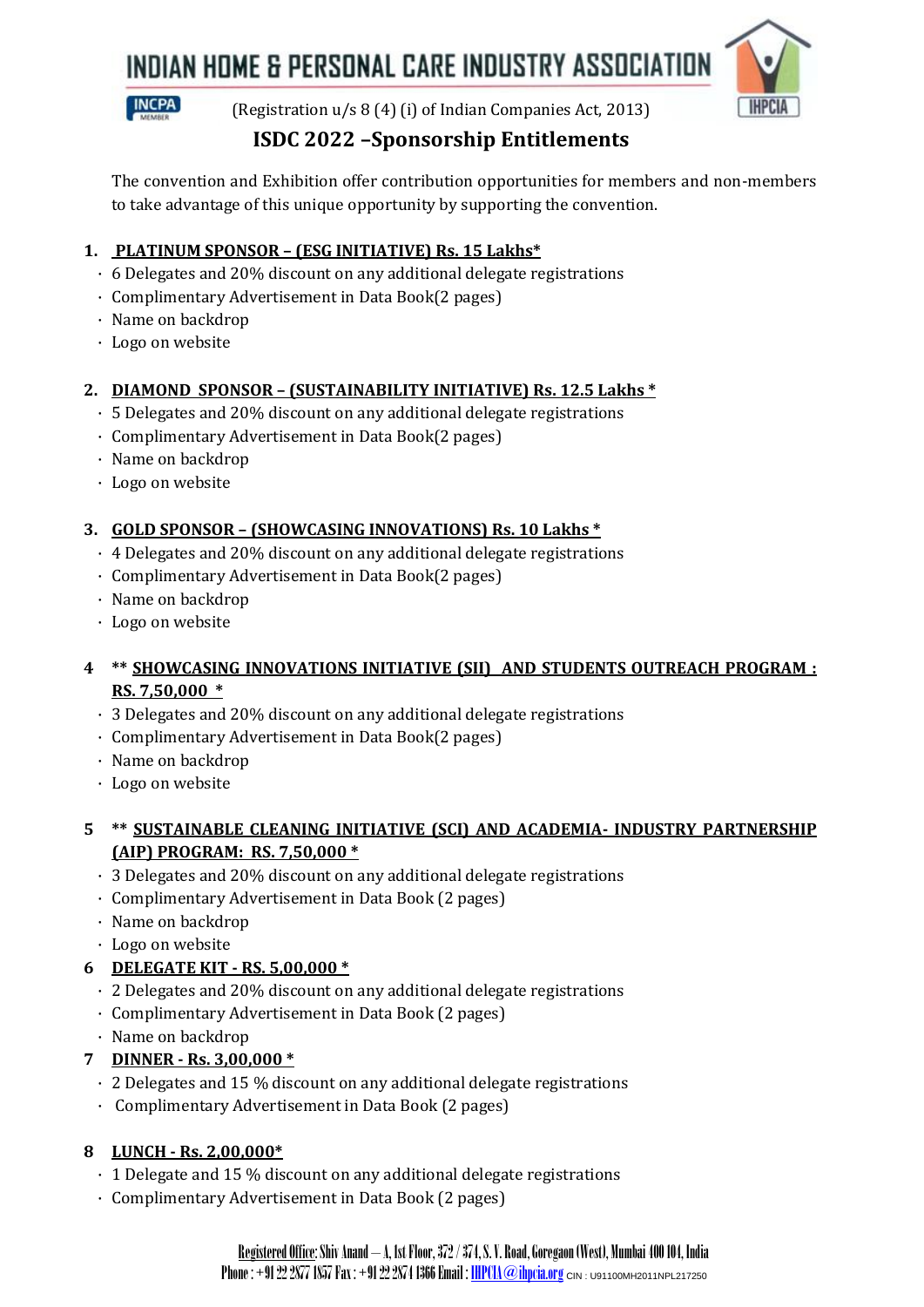# INDIAN HOME & PERSONAL CARE INDUSTRY ASSOCIATION

(Registration u/s 8 (4) (i) of Indian Companies Act, 2013)

## ISDC 2022 –Sponsorship Entitlements

The convention and Exhibition offer contribution opportunities for members and non-members to take advantage of this unique opportunity by supporting the convention.

1. **PLATINUM SPONSOR – (ESG INITIATIVE) Rs. 15 Lakhs***
   - 6 Delegates and 20% discount on any additional delegate registrations
   - Complimentary Advertisement in Data Book(2 pages)
   - Name on backdrop
   - Logo on website

2. **DIAMOND SPONSOR – (SUSTAINABILITY INITIATIVE) Rs. 12.5 Lakhs ***
   - 5 Delegates and 20% discount on any additional delegate registrations
   - Complimentary Advertisement in Data Book(2 pages)
   - Name on backdrop
   - Logo on website

3. **GOLD SPONSOR – (SHOWCASING INNOVATIONS) Rs. 10 Lakhs ***
   - 4 Delegates and 20% discount on any additional delegate registrations
   - Complimentary Advertisement in Data Book(2 pages)
   - Name on backdrop
   - Logo on website

4. **** SHOWCASING INNOVATIONS INITIATIVE (SII) AND STUDENTS OUTREACH PROGRAM : RS. 7,50,000 ***
   - 3 Delegates and 20% discount on any additional delegate registrations
   - Complimentary Advertisement in Data Book(2 pages)
   - Name on backdrop
   - Logo on website

5. **** SUSTAINABLE CLEANING INITIATIVE (SCI) AND ACADEMIA- INDUSTRY PARTNERSHIP (AIP) PROGRAM: RS. 7,50,000 ***
   - 3 Delegates and 20% discount on any additional delegate registrations
   - Complimentary Advertisement in Data Book (2 pages)
   - Name on backdrop
   - Logo on website

6. **DELEGATE KIT - RS. 5,00,000 ***
   - 2 Delegates and 20% discount on any additional delegate registrations
   - Complimentary Advertisement in Data Book (2 pages)
   - Name on backdrop

7. **DINNER - Rs. 3,00,000 ***
   - 2 Delegates and 15 % discount on any additional delegate registrations
   - Complimentary Advertisement in Data Book (2 pages)

8. **LUNCH - Rs. 2,00,000***
   - 1 Delegate and 15 % discount on any additional delegate registrations
   - Complimentary Advertisement in Data Book (2 pages)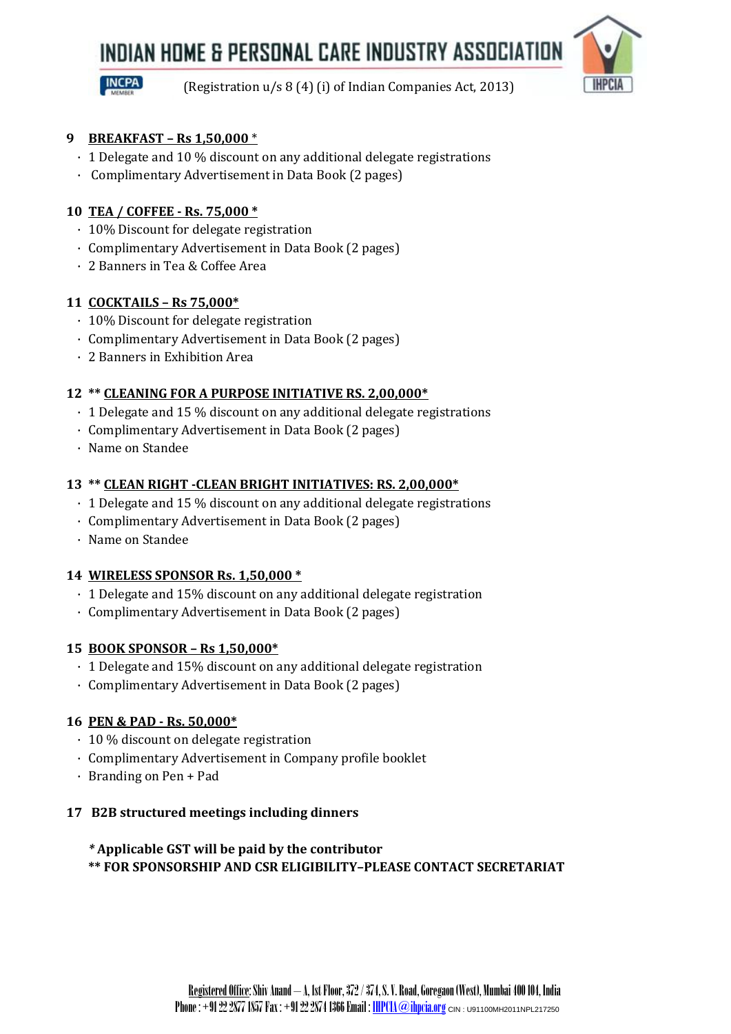**9 BREAKFAST – Rs 1,50,000 ***

- 1 Delegate and 10 % discount on any additional delegate registrations
- Complimentary Advertisement in Data Book (2 pages)

**10 TEA / COFFEE - Rs. 75,000 ***

- 10% Discount for delegate registration
- Complimentary Advertisement in Data Book (2 pages)
- 2 Banners in Tea & Coffee Area

**11 COCKTAILS – Rs 75,000***

- 10% Discount for delegate registration
- Complimentary Advertisement in Data Book (2 pages)
- 2 Banners in Exhibition Area

**12 ** CLEANING FOR A PURPOSE INITIATIVE RS. 2,00,000***

- 1 Delegate and 15 % discount on any additional delegate registrations
- Complimentary Advertisement in Data Book (2 pages)
- Name on Standee

**13 ** CLEAN RIGHT -CLEAN BRIGHT INITIATIVES: RS. 2,00,000***

- 1 Delegate and 15 % discount on any additional delegate registrations
- Complimentary Advertisement in Data Book (2 pages)
- Name on Standee

**14 WIRELESS SPONSOR Rs. 1,50,000 ***

- 1 Delegate and 15% discount on any additional delegate registration
- Complimentary Advertisement in Data Book (2 pages)

**15 BOOK SPONSOR – Rs 1,50,000***

- 1 Delegate and 15% discount on any additional delegate registration
- Complimentary Advertisement in Data Book (2 pages)

**16 PEN & PAD - Rs. 50,000***

- 10 % discount on delegate registration
- Complimentary Advertisement in Company profile booklet
- Branding on Pen + Pad

**17 B2B structured meetings including dinners**

**\* Applicable GST will be paid by the contributor**

**\*\* FOR SPONSORSHIP AND CSR ELIGIBILITY–PLEASE CONTACT SECRETARIAT**